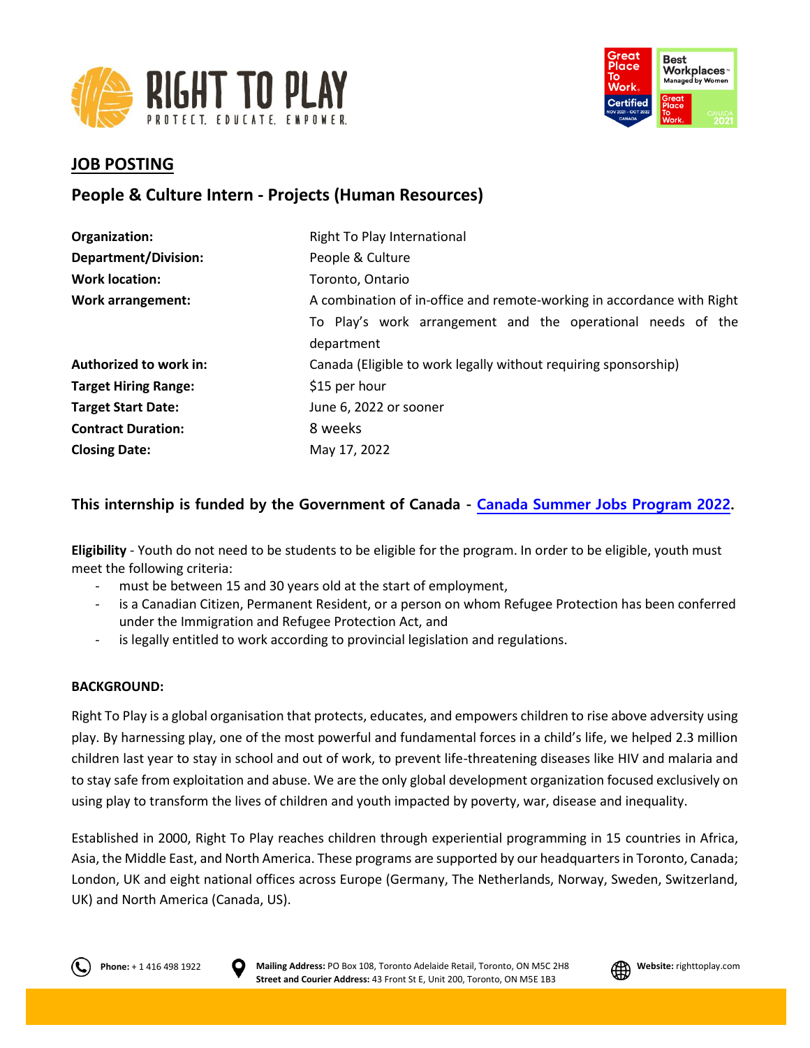## JOB POSTING

## People & Culture Intern - Projects (Human Resources)

| | |
|---|---|
| **Organization:** | Right To Play International |
| **Department/Division:** | People & Culture |
| **Work location:** | Toronto, Ontario |
| **Work arrangement:** | A combination of in-office and remote-working in accordance with Right To Play's work arrangement and the operational needs of the department |
| **Authorized to work in:** | Canada (Eligible to work legally without requiring sponsorship) |
| **Target Hiring Range:** | $15 per hour |
| **Target Start Date:** | June 6, 2022 or sooner |
| **Contract Duration:** | 8 weeks |
| **Closing Date:** | May 17, 2022 |

### This internship is funded by the Government of Canada - Canada Summer Jobs Program 2022.

**Eligibility** - Youth do not need to be students to be eligible for the program. In order to be eligible, youth must meet the following criteria:

- must be between 15 and 30 years old at the start of employment,
- is a Canadian Citizen, Permanent Resident, or a person on whom Refugee Protection has been conferred under the Immigration and Refugee Protection Act, and
- is legally entitled to work according to provincial legislation and regulations.

**BACKGROUND:**

Right To Play is a global organisation that protects, educates, and empowers children to rise above adversity using play. By harnessing play, one of the most powerful and fundamental forces in a child's life, we helped 2.3 million children last year to stay in school and out of work, to prevent life-threatening diseases like HIV and malaria and to stay safe from exploitation and abuse. We are the only global development organization focused exclusively on using play to transform the lives of children and youth impacted by poverty, war, disease and inequality.

Established in 2000, Right To Play reaches children through experiential programming in 15 countries in Africa, Asia, the Middle East, and North America. These programs are supported by our headquarters in Toronto, Canada; London, UK and eight national offices across Europe (Germany, The Netherlands, Norway, Sweden, Switzerland, UK) and North America (Canada, US).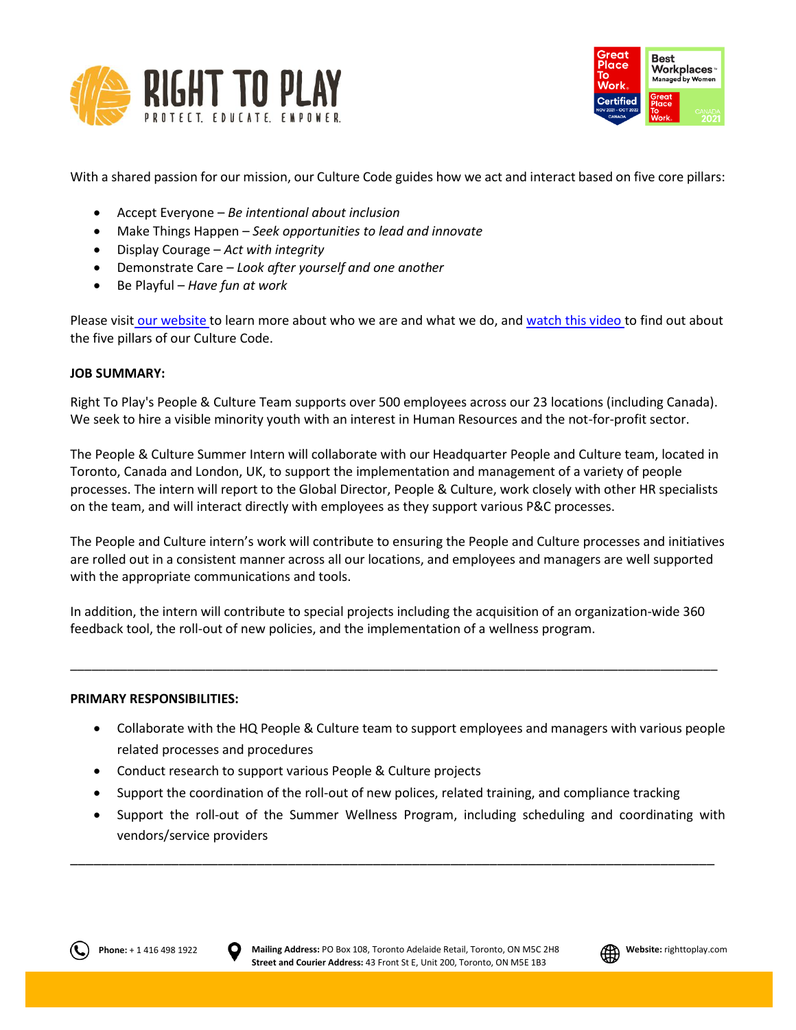With a shared passion for our mission, our Culture Code guides how we act and interact based on five core pillars:

- Accept Everyone – *Be intentional about inclusion*
- Make Things Happen – *Seek opportunities to lead and innovate*
- Display Courage – *Act with integrity*
- Demonstrate Care – *Look after yourself and one another*
- Be Playful – *Have fun at work*

Please visit our website to learn more about who we are and what we do, and watch this video to find out about the five pillars of our Culture Code.

**JOB SUMMARY:**

Right To Play's People & Culture Team supports over 500 employees across our 23 locations (including Canada). We seek to hire a visible minority youth with an interest in Human Resources and the not-for-profit sector.

The People & Culture Summer Intern will collaborate with our Headquarter People and Culture team, located in Toronto, Canada and London, UK, to support the implementation and management of a variety of people processes. The intern will report to the Global Director, People & Culture, work closely with other HR specialists on the team, and will interact directly with employees as they support various P&C processes.

The People and Culture intern's work will contribute to ensuring the People and Culture processes and initiatives are rolled out in a consistent manner across all our locations, and employees and managers are well supported with the appropriate communications and tools.

In addition, the intern will contribute to special projects including the acquisition of an organization-wide 360 feedback tool, the roll-out of new policies, and the implementation of a wellness program.

---

**PRIMARY RESPONSIBILITIES:**

- Collaborate with the HQ People & Culture team to support employees and managers with various people related processes and procedures
- Conduct research to support various People & Culture projects
- Support the coordination of the roll-out of new polices, related training, and compliance tracking
- Support the roll-out of the Summer Wellness Program, including scheduling and coordinating with vendors/service providers

---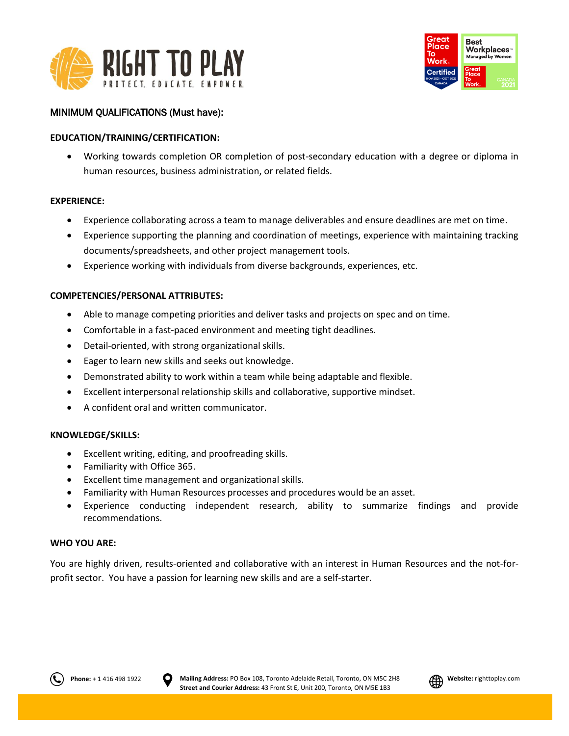## MINIMUM QUALIFICATIONS (Must have):

### EDUCATION/TRAINING/CERTIFICATION:

- Working towards completion OR completion of post-secondary education with a degree or diploma in human resources, business administration, or related fields.

### EXPERIENCE:

- Experience collaborating across a team to manage deliverables and ensure deadlines are met on time.
- Experience supporting the planning and coordination of meetings, experience with maintaining tracking documents/spreadsheets, and other project management tools.
- Experience working with individuals from diverse backgrounds, experiences, etc.

### COMPETENCIES/PERSONAL ATTRIBUTES:

- Able to manage competing priorities and deliver tasks and projects on spec and on time.
- Comfortable in a fast-paced environment and meeting tight deadlines.
- Detail-oriented, with strong organizational skills.
- Eager to learn new skills and seeks out knowledge.
- Demonstrated ability to work within a team while being adaptable and flexible.
- Excellent interpersonal relationship skills and collaborative, supportive mindset.
- A confident oral and written communicator.

### KNOWLEDGE/SKILLS:

- Excellent writing, editing, and proofreading skills.
- Familiarity with Office 365.
- Excellent time management and organizational skills.
- Familiarity with Human Resources processes and procedures would be an asset.
- Experience conducting independent research, ability to summarize findings and provide recommendations.

### WHO YOU ARE:

You are highly driven, results-oriented and collaborative with an interest in Human Resources and the not-for-profit sector. You have a passion for learning new skills and are a self-starter.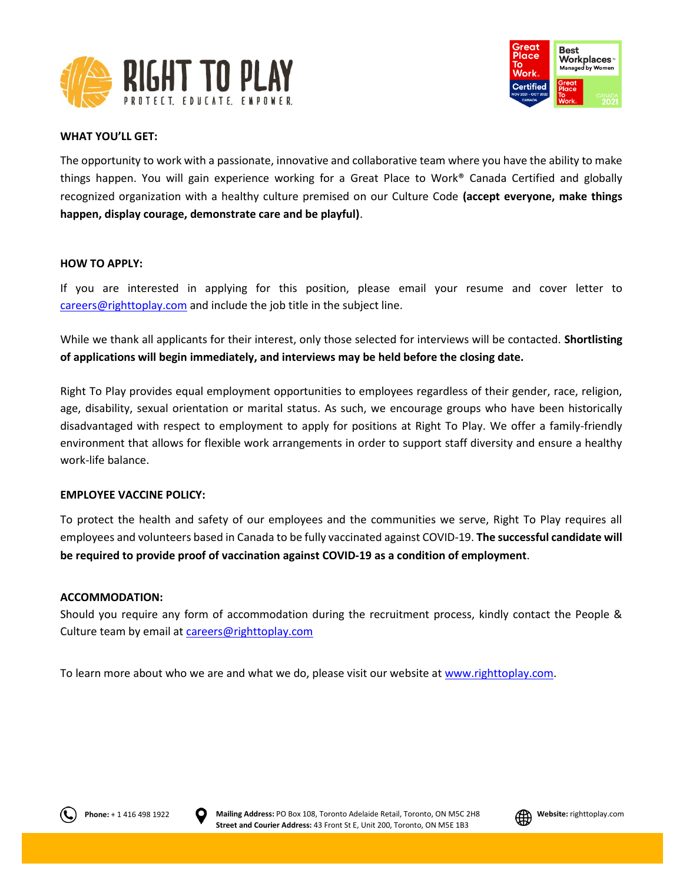**WHAT YOU'LL GET:**

The opportunity to work with a passionate, innovative and collaborative team where you have the ability to make things happen. You will gain experience working for a Great Place to Work® Canada Certified and globally recognized organization with a healthy culture premised on our Culture Code **(accept everyone, make things happen, display courage, demonstrate care and be playful)**.

**HOW TO APPLY:**

If you are interested in applying for this position, please email your resume and cover letter to careers@righttoplay.com and include the job title in the subject line.

While we thank all applicants for their interest, only those selected for interviews will be contacted. **Shortlisting of applications will begin immediately, and interviews may be held before the closing date.**

Right To Play provides equal employment opportunities to employees regardless of their gender, race, religion, age, disability, sexual orientation or marital status. As such, we encourage groups who have been historically disadvantaged with respect to employment to apply for positions at Right To Play. We offer a family-friendly environment that allows for flexible work arrangements in order to support staff diversity and ensure a healthy work-life balance.

**EMPLOYEE VACCINE POLICY:**

To protect the health and safety of our employees and the communities we serve, Right To Play requires all employees and volunteers based in Canada to be fully vaccinated against COVID-19. **The successful candidate will be required to provide proof of vaccination against COVID-19 as a condition of employment**.

**ACCOMMODATION:**

Should you require any form of accommodation during the recruitment process, kindly contact the People & Culture team by email at careers@righttoplay.com

To learn more about who we are and what we do, please visit our website at www.righttoplay.com.